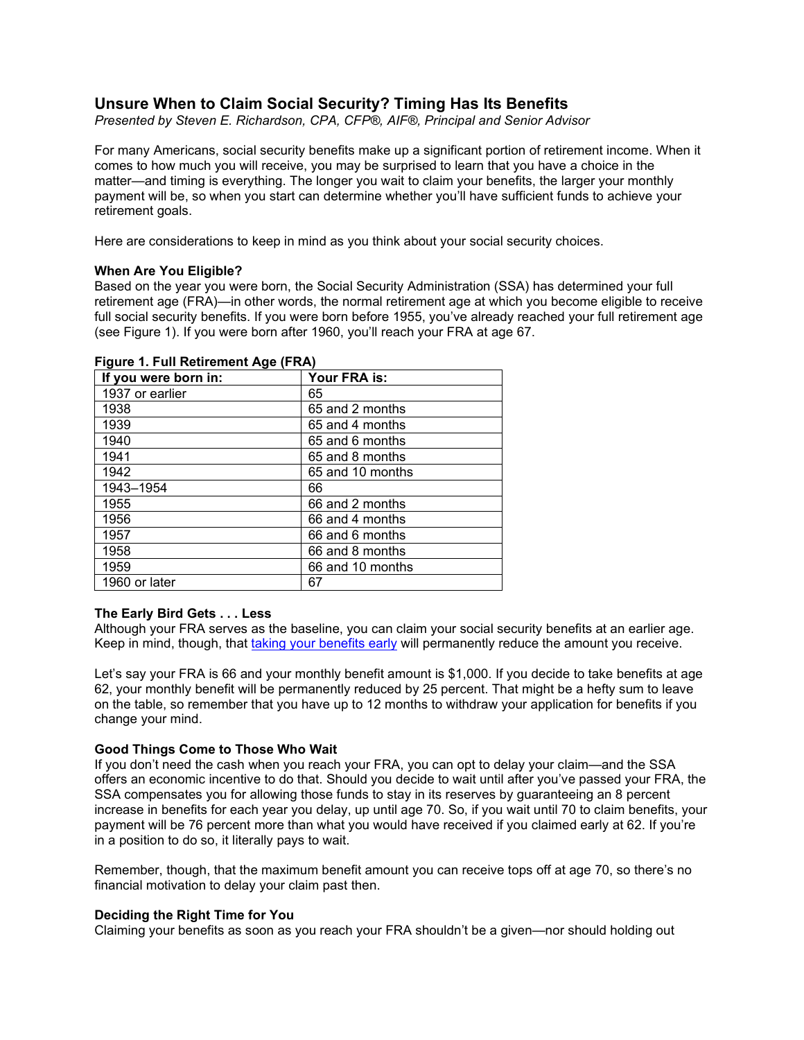# Unsure When to Claim Social Security? Timing Has Its Benefits

*Presented by Steven E. Richardson, CPA, CFP®, AIF®, Principal and Senior Advisor*

For many Americans, social security benefits make up a significant portion of retirement income. When it comes to how much you will receive, you may be surprised to learn that you have a choice in the matter—and timing is everything. The longer you wait to claim your benefits, the larger your monthly payment will be, so when you start can determine whether you'll have sufficient funds to achieve your retirement goals.

Here are considerations to keep in mind as you think about your social security choices.

**When Are You Eligible?**

Based on the year you were born, the Social Security Administration (SSA) has determined your full retirement age (FRA)—in other words, the normal retirement age at which you become eligible to receive full social security benefits. If you were born before 1955, you've already reached your full retirement age (see Figure 1). If you were born after 1960, you'll reach your FRA at age 67.

**Figure 1. Full Retirement Age (FRA)**

| If you were born in: | Your FRA is: |
|---|---|
| 1937 or earlier | 65 |
| 1938 | 65 and 2 months |
| 1939 | 65 and 4 months |
| 1940 | 65 and 6 months |
| 1941 | 65 and 8 months |
| 1942 | 65 and 10 months |
| 1943–1954 | 66 |
| 1955 | 66 and 2 months |
| 1956 | 66 and 4 months |
| 1957 | 66 and 6 months |
| 1958 | 66 and 8 months |
| 1959 | 66 and 10 months |
| 1960 or later | 67 |

**The Early Bird Gets . . . Less**

Although your FRA serves as the baseline, you can claim your social security benefits at an earlier age. Keep in mind, though, that taking your benefits early will permanently reduce the amount you receive.

Let's say your FRA is 66 and your monthly benefit amount is $1,000. If you decide to take benefits at age 62, your monthly benefit will be permanently reduced by 25 percent. That might be a hefty sum to leave on the table, so remember that you have up to 12 months to withdraw your application for benefits if you change your mind.

**Good Things Come to Those Who Wait**

If you don't need the cash when you reach your FRA, you can opt to delay your claim—and the SSA offers an economic incentive to do that. Should you decide to wait until after you've passed your FRA, the SSA compensates you for allowing those funds to stay in its reserves by guaranteeing an 8 percent increase in benefits for each year you delay, up until age 70. So, if you wait until 70 to claim benefits, your payment will be 76 percent more than what you would have received if you claimed early at 62. If you're in a position to do so, it literally pays to wait.

Remember, though, that the maximum benefit amount you can receive tops off at age 70, so there's no financial motivation to delay your claim past then.

**Deciding the Right Time for You**

Claiming your benefits as soon as you reach your FRA shouldn't be a given—nor should holding out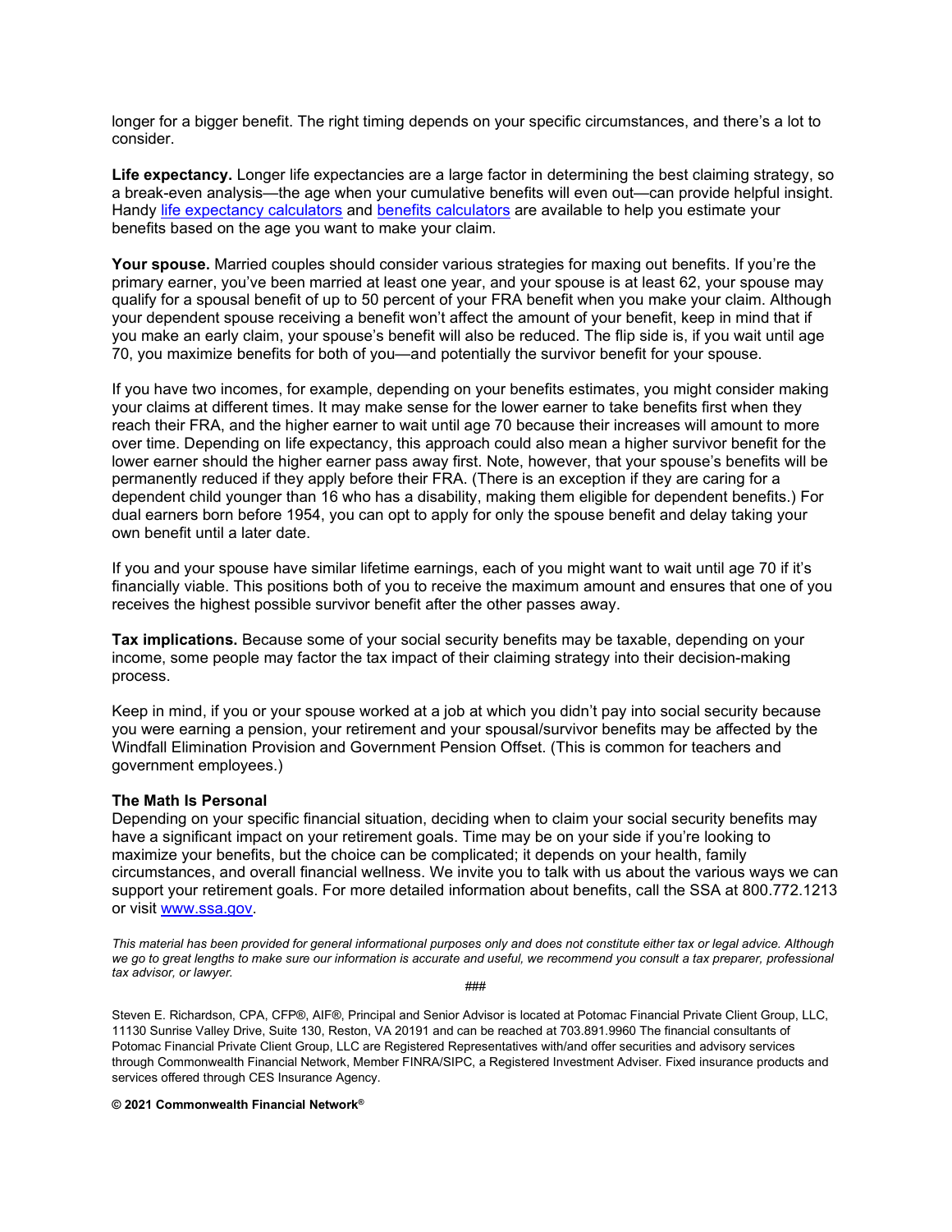longer for a bigger benefit. The right timing depends on your specific circumstances, and there's a lot to consider.

**Life expectancy.** Longer life expectancies are a large factor in determining the best claiming strategy, so a break-even analysis—the age when your cumulative benefits will even out—can provide helpful insight. Handy [life expectancy calculators]() and [benefits calculators]() are available to help you estimate your benefits based on the age you want to make your claim.

**Your spouse.** Married couples should consider various strategies for maxing out benefits. If you're the primary earner, you've been married at least one year, and your spouse is at least 62, your spouse may qualify for a spousal benefit of up to 50 percent of your FRA benefit when you make your claim. Although your dependent spouse receiving a benefit won't affect the amount of your benefit, keep in mind that if you make an early claim, your spouse's benefit will also be reduced. The flip side is, if you wait until age 70, you maximize benefits for both of you—and potentially the survivor benefit for your spouse.

If you have two incomes, for example, depending on your benefits estimates, you might consider making your claims at different times. It may make sense for the lower earner to take benefits first when they reach their FRA, and the higher earner to wait until age 70 because their increases will amount to more over time. Depending on life expectancy, this approach could also mean a higher survivor benefit for the lower earner should the higher earner pass away first. Note, however, that your spouse's benefits will be permanently reduced if they apply before their FRA. (There is an exception if they are caring for a dependent child younger than 16 who has a disability, making them eligible for dependent benefits.) For dual earners born before 1954, you can opt to apply for only the spouse benefit and delay taking your own benefit until a later date.

If you and your spouse have similar lifetime earnings, each of you might want to wait until age 70 if it's financially viable. This positions both of you to receive the maximum amount and ensures that one of you receives the highest possible survivor benefit after the other passes away.

**Tax implications.** Because some of your social security benefits may be taxable, depending on your income, some people may factor the tax impact of their claiming strategy into their decision-making process.

Keep in mind, if you or your spouse worked at a job at which you didn't pay into social security because you were earning a pension, your retirement and your spousal/survivor benefits may be affected by the Windfall Elimination Provision and Government Pension Offset. (This is common for teachers and government employees.)

**The Math Is Personal**

Depending on your specific financial situation, deciding when to claim your social security benefits may have a significant impact on your retirement goals. Time may be on your side if you're looking to maximize your benefits, but the choice can be complicated; it depends on your health, family circumstances, and overall financial wellness. We invite you to talk with us about the various ways we can support your retirement goals. For more detailed information about benefits, call the SSA at 800.772.1213 or visit [www.ssa.gov](www.ssa.gov).

*This material has been provided for general informational purposes only and does not constitute either tax or legal advice. Although we go to great lengths to make sure our information is accurate and useful, we recommend you consult a tax preparer, professional tax advisor, or lawyer.*

###

Steven E. Richardson, CPA, CFP®, AIF®, Principal and Senior Advisor is located at Potomac Financial Private Client Group, LLC, 11130 Sunrise Valley Drive, Suite 130, Reston, VA 20191 and can be reached at 703.891.9960 The financial consultants of Potomac Financial Private Client Group, LLC are Registered Representatives with/and offer securities and advisory services through Commonwealth Financial Network, Member FINRA/SIPC, a Registered Investment Adviser. Fixed insurance products and services offered through CES Insurance Agency.

**© 2021 Commonwealth Financial Network®**